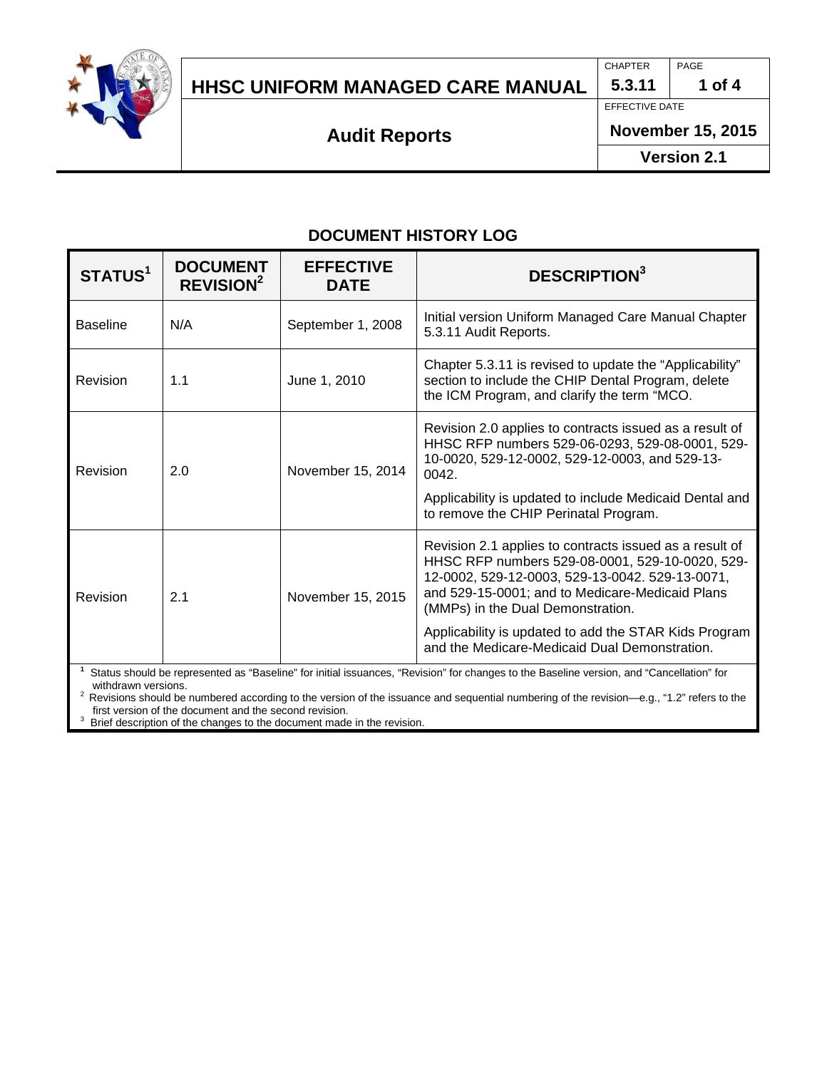# HHSC UNIFORM MANAGED CARE MANUAL

| CHAPTER | PAGE |
| --- | --- |
| 5.3.11 | 1 of 4 |

## Audit Reports

EFFECTIVE DATE: **November 15, 2015**

**Version 2.1**

### DOCUMENT HISTORY LOG

| STATUS[1] | DOCUMENT REVISION[2] | EFFECTIVE DATE | DESCRIPTION[3] |
| --- | --- | --- | --- |
| Baseline | N/A | September 1, 2008 | Initial version Uniform Managed Care Manual Chapter 5.3.11 Audit Reports. |
| Revision | 1.1 | June 1, 2010 | Chapter 5.3.11 is revised to update the "Applicability" section to include the CHIP Dental Program, delete the ICM Program, and clarify the term "MCO. |
| Revision | 2.0 | November 15, 2014 | Revision 2.0 applies to contracts issued as a result of HHSC RFP numbers 529-06-0293, 529-08-0001, 529-10-0020, 529-12-0002, 529-12-0003, and 529-13-0042. Applicability is updated to include Medicaid Dental and to remove the CHIP Perinatal Program. |
| Revision | 2.1 | November 15, 2015 | Revision 2.1 applies to contracts issued as a result of HHSC RFP numbers 529-08-0001, 529-10-0020, 529-12-0002, 529-12-0003, 529-13-0042. 529-13-0071, and 529-15-0001; and to Medicare-Medicaid Plans (MMPs) in the Dual Demonstration. Applicability is updated to add the STAR Kids Program and the Medicare-Medicaid Dual Demonstration. |

[1] Status should be represented as "Baseline" for initial issuances, "Revision" for changes to the Baseline version, and "Cancellation" for withdrawn versions.

[2] Revisions should be numbered according to the version of the issuance and sequential numbering of the revision—e.g., "1.2" refers to the first version of the document and the second revision.

[3] Brief description of the changes to the document made in the revision.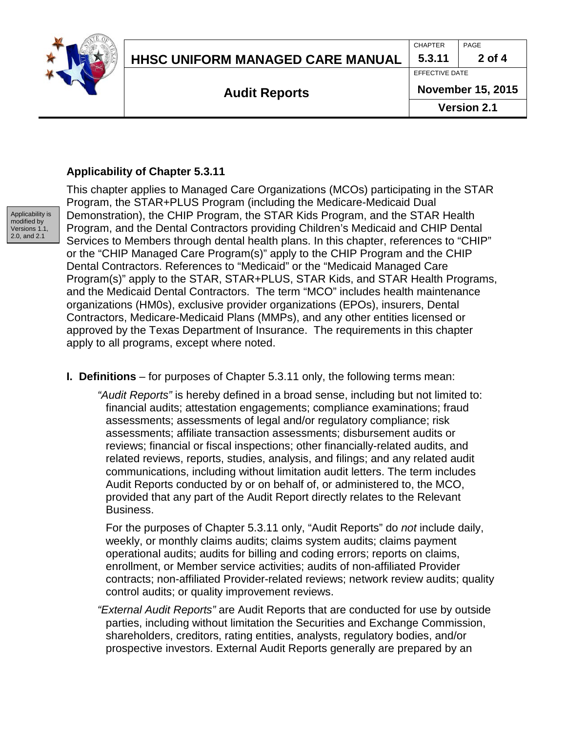### Applicability of Chapter 5.3.11

Applicability is modified by Versions 1.1, 2.0, and 2.1

This chapter applies to Managed Care Organizations (MCOs) participating in the STAR Program, the STAR+PLUS Program (including the Medicare-Medicaid Dual Demonstration), the CHIP Program, the STAR Kids Program, and the STAR Health Program, and the Dental Contractors providing Children's Medicaid and CHIP Dental Services to Members through dental health plans. In this chapter, references to "CHIP" or the "CHIP Managed Care Program(s)" apply to the CHIP Program and the CHIP Dental Contractors. References to "Medicaid" or the "Medicaid Managed Care Program(s)" apply to the STAR, STAR+PLUS, STAR Kids, and STAR Health Programs, and the Medicaid Dental Contractors. The term "MCO" includes health maintenance organizations (HM0s), exclusive provider organizations (EPOs), insurers, Dental Contractors, Medicare-Medicaid Plans (MMPs), and any other entities licensed or approved by the Texas Department of Insurance. The requirements in this chapter apply to all programs, except where noted.

**I. Definitions** – for purposes of Chapter 5.3.11 only, the following terms mean:

*"Audit Reports"* is hereby defined in a broad sense, including but not limited to: financial audits; attestation engagements; compliance examinations; fraud assessments; assessments of legal and/or regulatory compliance; risk assessments; affiliate transaction assessments; disbursement audits or reviews; financial or fiscal inspections; other financially-related audits, and related reviews, reports, studies, analysis, and filings; and any related audit communications, including without limitation audit letters. The term includes Audit Reports conducted by or on behalf of, or administered to, the MCO, provided that any part of the Audit Report directly relates to the Relevant Business.

For the purposes of Chapter 5.3.11 only, "Audit Reports" do *not* include daily, weekly, or monthly claims audits; claims system audits; claims payment operational audits; audits for billing and coding errors; reports on claims, enrollment, or Member service activities; audits of non-affiliated Provider contracts; non-affiliated Provider-related reviews; network review audits; quality control audits; or quality improvement reviews.

*"External Audit Reports"* are Audit Reports that are conducted for use by outside parties, including without limitation the Securities and Exchange Commission, shareholders, creditors, rating entities, analysts, regulatory bodies, and/or prospective investors. External Audit Reports generally are prepared by an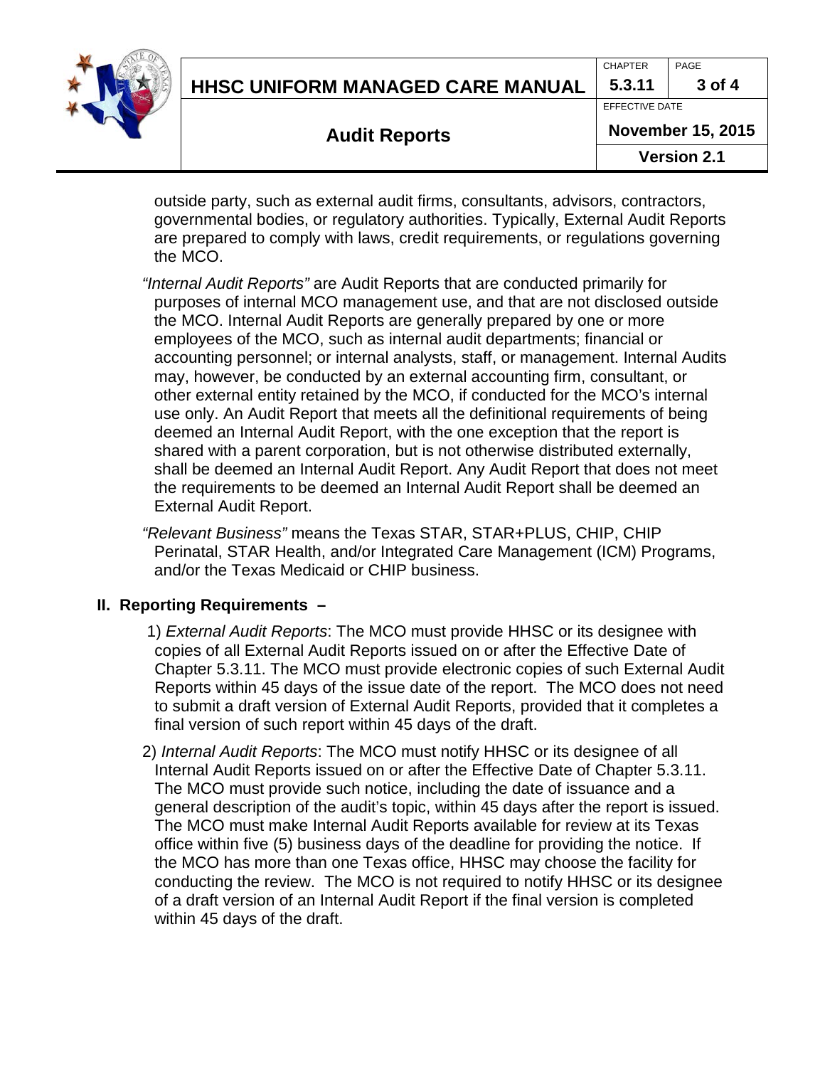outside party, such as external audit firms, consultants, advisors, contractors, governmental bodies, or regulatory authorities. Typically, External Audit Reports are prepared to comply with laws, credit requirements, or regulations governing the MCO.

*"Internal Audit Reports"* are Audit Reports that are conducted primarily for purposes of internal MCO management use, and that are not disclosed outside the MCO. Internal Audit Reports are generally prepared by one or more employees of the MCO, such as internal audit departments; financial or accounting personnel; or internal analysts, staff, or management. Internal Audits may, however, be conducted by an external accounting firm, consultant, or other external entity retained by the MCO, if conducted for the MCO's internal use only. An Audit Report that meets all the definitional requirements of being deemed an Internal Audit Report, with the one exception that the report is shared with a parent corporation, but is not otherwise distributed externally, shall be deemed an Internal Audit Report. Any Audit Report that does not meet the requirements to be deemed an Internal Audit Report shall be deemed an External Audit Report.

*"Relevant Business"* means the Texas STAR, STAR+PLUS, CHIP, CHIP Perinatal, STAR Health, and/or Integrated Care Management (ICM) Programs, and/or the Texas Medicaid or CHIP business.

## II. Reporting Requirements –

1) *External Audit Reports*: The MCO must provide HHSC or its designee with copies of all External Audit Reports issued on or after the Effective Date of Chapter 5.3.11. The MCO must provide electronic copies of such External Audit Reports within 45 days of the issue date of the report. The MCO does not need to submit a draft version of External Audit Reports, provided that it completes a final version of such report within 45 days of the draft.

2) *Internal Audit Reports*: The MCO must notify HHSC or its designee of all Internal Audit Reports issued on or after the Effective Date of Chapter 5.3.11. The MCO must provide such notice, including the date of issuance and a general description of the audit's topic, within 45 days after the report is issued. The MCO must make Internal Audit Reports available for review at its Texas office within five (5) business days of the deadline for providing the notice. If the MCO has more than one Texas office, HHSC may choose the facility for conducting the review. The MCO is not required to notify HHSC or its designee of a draft version of an Internal Audit Report if the final version is completed within 45 days of the draft.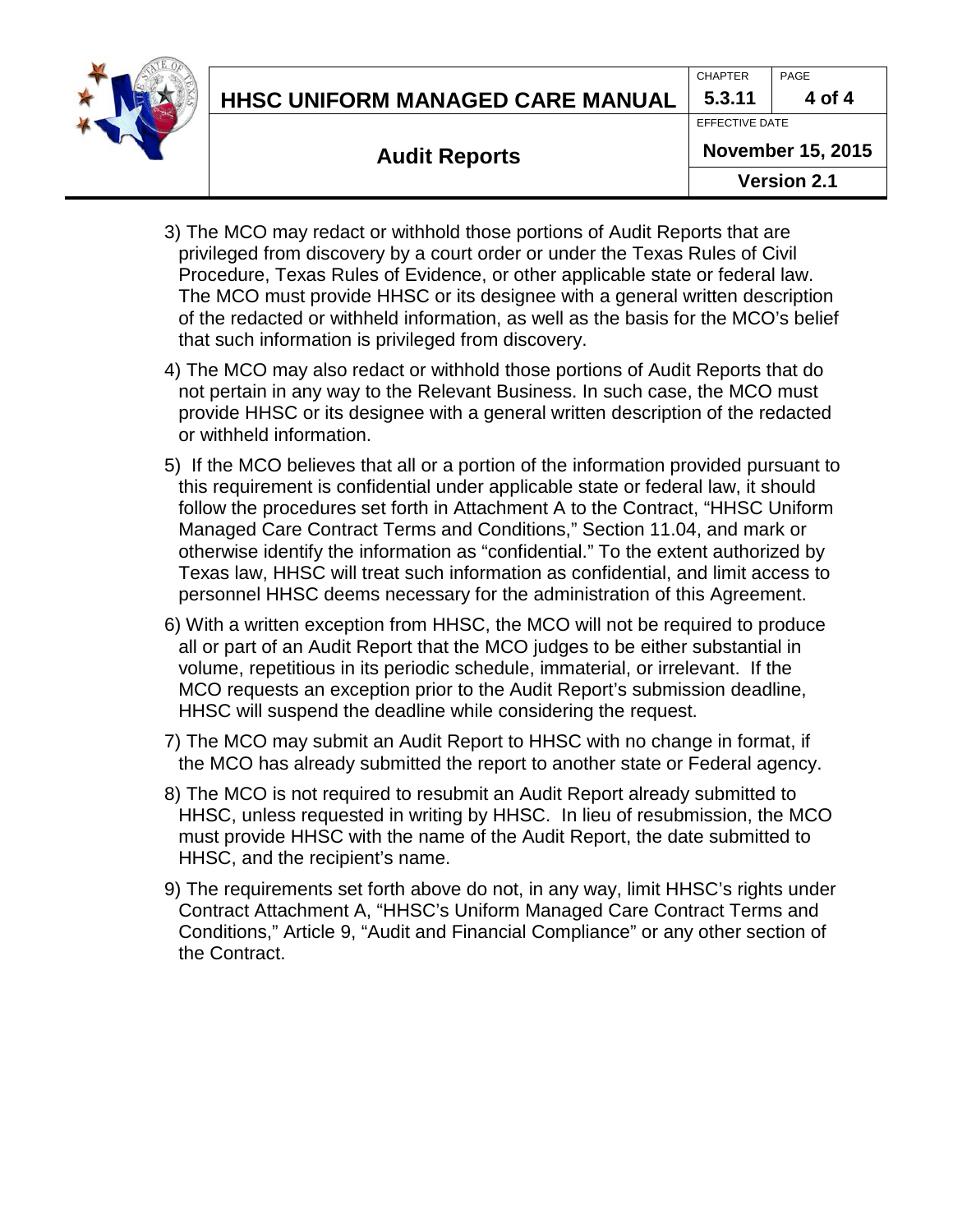3) The MCO may redact or withhold those portions of Audit Reports that are privileged from discovery by a court order or under the Texas Rules of Civil Procedure, Texas Rules of Evidence, or other applicable state or federal law. The MCO must provide HHSC or its designee with a general written description of the redacted or withheld information, as well as the basis for the MCO's belief that such information is privileged from discovery.

4) The MCO may also redact or withhold those portions of Audit Reports that do not pertain in any way to the Relevant Business. In such case, the MCO must provide HHSC or its designee with a general written description of the redacted or withheld information.

5) If the MCO believes that all or a portion of the information provided pursuant to this requirement is confidential under applicable state or federal law, it should follow the procedures set forth in Attachment A to the Contract, "HHSC Uniform Managed Care Contract Terms and Conditions," Section 11.04, and mark or otherwise identify the information as "confidential." To the extent authorized by Texas law, HHSC will treat such information as confidential, and limit access to personnel HHSC deems necessary for the administration of this Agreement.

6) With a written exception from HHSC, the MCO will not be required to produce all or part of an Audit Report that the MCO judges to be either substantial in volume, repetitious in its periodic schedule, immaterial, or irrelevant. If the MCO requests an exception prior to the Audit Report's submission deadline, HHSC will suspend the deadline while considering the request.

7) The MCO may submit an Audit Report to HHSC with no change in format, if the MCO has already submitted the report to another state or Federal agency.

8) The MCO is not required to resubmit an Audit Report already submitted to HHSC, unless requested in writing by HHSC. In lieu of resubmission, the MCO must provide HHSC with the name of the Audit Report, the date submitted to HHSC, and the recipient's name.

9) The requirements set forth above do not, in any way, limit HHSC's rights under Contract Attachment A, "HHSC's Uniform Managed Care Contract Terms and Conditions," Article 9, "Audit and Financial Compliance" or any other section of the Contract.